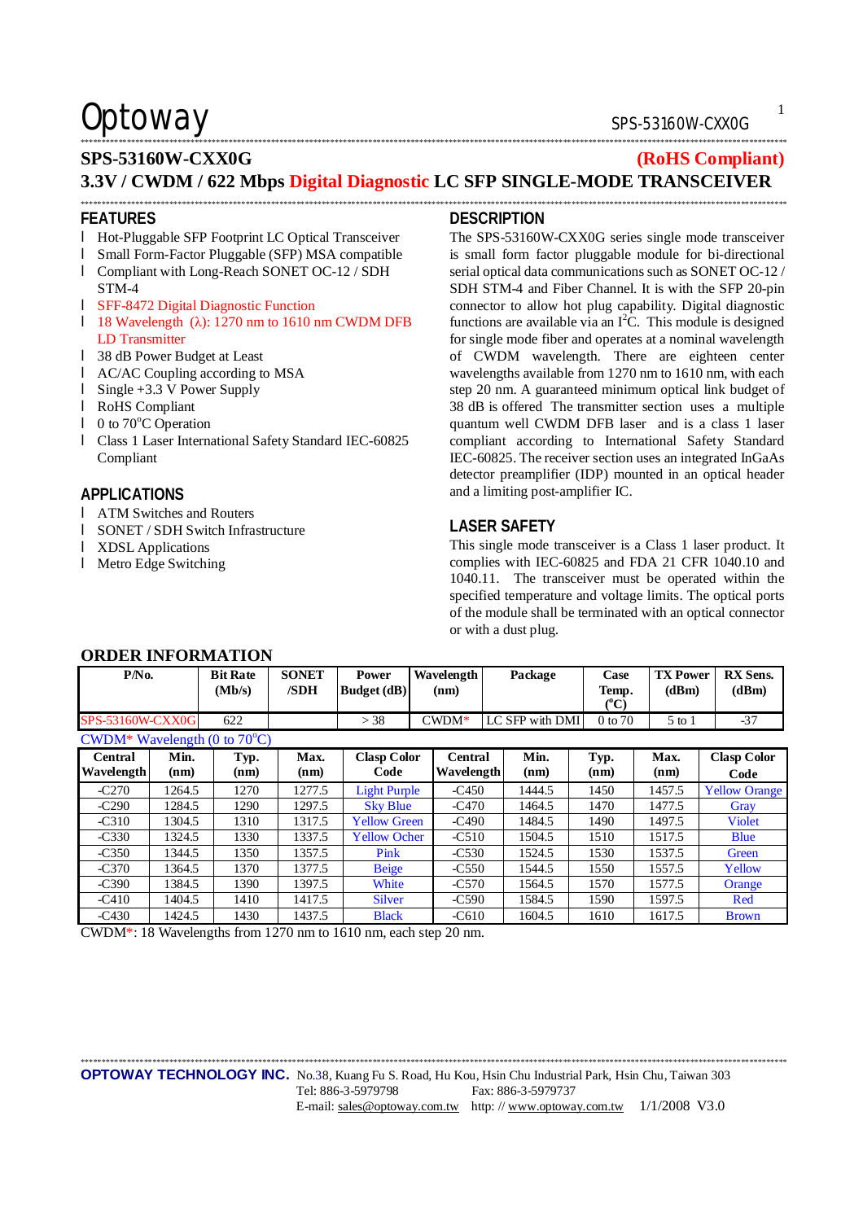Optoway

# SPS-53160W-CXX0G (RoHS Compliant)

## 3.3V / CWDM / 622 Mbps Digital Diagnostic LC SFP SINGLE-MODE TRANSCEIVER

### FEATURES

- Hot-Pluggable SFP Footprint LC Optical Transceiver
- Small Form-Factor Pluggable (SFP) MSA compatible
- Compliant with Long-Reach SONET OC-12 / SDH STM-4
- SFF-8472 Digital Diagnostic Function
- 18 Wavelength (λ): 1270 nm to 1610 nm CWDM DFB LD Transmitter
- 38 dB Power Budget at Least
- AC/AC Coupling according to MSA
- Single +3.3 V Power Supply
- RoHS Compliant
- 0 to 70°C Operation
- Class 1 Laser International Safety Standard IEC-60825 Compliant

### APPLICATIONS

- ATM Switches and Routers
- SONET / SDH Switch Infrastructure
- XDSL Applications
- Metro Edge Switching

### DESCRIPTION

The SPS-53160W-CXX0G series single mode transceiver is small form factor pluggable module for bi-directional serial optical data communications such as SONET OC-12 / SDH STM-4 and Fiber Channel. It is with the SFP 20-pin connector to allow hot plug capability. Digital diagnostic functions are available via an $I^2C$. This module is designed for single mode fiber and operates at a nominal wavelength of CWDM wavelength. There are eighteen center wavelengths available from 1270 nm to 1610 nm, with each step 20 nm. A guaranteed minimum optical link budget of 38 dB is offered The transmitter section uses a multiple quantum well CWDM DFB laser and is a class 1 laser compliant according to International Safety Standard IEC-60825. The receiver section uses an integrated InGaAs detector preamplifier (IDP) mounted in an optical header and a limiting post-amplifier IC.

### LASER SAFETY

This single mode transceiver is a Class 1 laser product. It complies with IEC-60825 and FDA 21 CFR 1040.10 and 1040.11. The transceiver must be operated within the specified temperature and voltage limits. The optical ports of the module shall be terminated with an optical connector or with a dust plug.

### ORDER INFORMATION

| P/No. | Bit Rate (Mb/s) | SONET /SDH | Power Budget (dB) | Wavelength (nm) | Package | Case Temp. (°C) | TX Power (dBm) | RX Sens. (dBm) |
|---|---|---|---|---|---|---|---|---|
| SPS-53160W-CXX0G | 622 | | > 38 | CWDM* | LC SFP with DMI | 0 to 70 | 5 to 1 | -37 |

CWDM* Wavelength (0 to 70°C)

| Central Wavelength | Min. (nm) | Typ. (nm) | Max. (nm) | Clasp Color Code | Central Wavelength | Min. (nm) | Typ. (nm) | Max. (nm) | Clasp Color Code |
|---|---|---|---|---|---|---|---|---|---|
| -C270 | 1264.5 | 1270 | 1277.5 | Light Purple | -C450 | 1444.5 | 1450 | 1457.5 | Yellow Orange |
| -C290 | 1284.5 | 1290 | 1297.5 | Sky Blue | -C470 | 1464.5 | 1470 | 1477.5 | Gray |
| -C310 | 1304.5 | 1310 | 1317.5 | Yellow Green | -C490 | 1484.5 | 1490 | 1497.5 | Violet |
| -C330 | 1324.5 | 1330 | 1337.5 | Yellow Ocher | -C510 | 1504.5 | 1510 | 1517.5 | Blue |
| -C350 | 1344.5 | 1350 | 1357.5 | Pink | -C530 | 1524.5 | 1530 | 1537.5 | Green |
| -C370 | 1364.5 | 1370 | 1377.5 | Beige | -C550 | 1544.5 | 1550 | 1557.5 | Yellow |
| -C390 | 1384.5 | 1390 | 1397.5 | White | -C570 | 1564.5 | 1570 | 1577.5 | Orange |
| -C410 | 1404.5 | 1410 | 1417.5 | Silver | -C590 | 1584.5 | 1590 | 1597.5 | Red |
| -C430 | 1424.5 | 1430 | 1437.5 | Black | -C610 | 1604.5 | 1610 | 1617.5 | Brown |

CWDM*: 18 Wavelengths from 1270 nm to 1610 nm, each step 20 nm.

**OPTOWAY TECHNOLOGY INC.** No.38, Kuang Fu S. Road, Hu Kou, Hsin Chu Industrial Park, Hsin Chu, Taiwan 303
Tel: 886-3-5979798 Fax: 886-3-5979737
E-mail: sales@optoway.com.tw http: // www.optoway.com.tw 1/1/2008 V3.0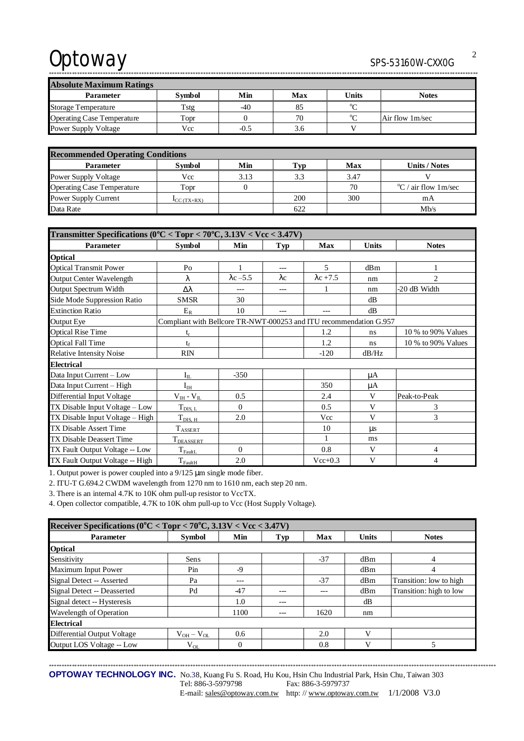| Absolute Maximum Ratings | | | | | |
|---|---|---|---|---|---|
| **Parameter** | **Symbol** | **Min** | **Max** | **Units** | **Notes** |
| Storage Temperature | Tstg | -40 | 85 | °C | |
| Operating Case Temperature | Topr | 0 | 70 | °C | Air flow 1m/sec |
| Power Supply Voltage | Vcc | -0.5 | 3.6 | V | |

| Recommended Operating Conditions | | | | | |
|---|---|---|---|---|---|
| **Parameter** | **Symbol** | **Min** | **Typ** | **Max** | **Units / Notes** |
| Power Supply Voltage | Vcc | 3.13 | 3.3 | 3.47 | V |
| Operating Case Temperature | Topr | 0 | | 70 | °C / air flow 1m/sec |
| Power Supply Current | $I_{CC\,(TX+RX)}$ | | 200 | 300 | mA |
| Data Rate | | | 622 | | Mb/s |

| Transmitter Specifications (0°C < Topr < 70°C, 3.13V < Vcc < 3.47V) | | | | | | |
|---|---|---|---|---|---|---|
| **Parameter** | **Symbol** | **Min** | **Typ** | **Max** | **Units** | **Notes** |
| **Optical** | | | | | | |
| Optical Transmit Power | Po | 1 | --- | 5 | dBm | 1 |
| Output Center Wavelength | $\lambda$ | $\lambda c - 5.5$ | $\lambda c$ | $\lambda c + 7.5$ | nm | 2 |
| Output Spectrum Width | $\Delta\lambda$ | --- | --- | 1 | nm | -20 dB Width |
| Side Mode Suppression Ratio | SMSR | 30 | | | dB | |
| Extinction Ratio | $E_R$ | 10 | --- | --- | dB | |
| Output Eye | Compliant with Bellcore TR-NWT-000253 and ITU recommendation G.957 | | | | | |
| Optical Rise Time | $t_r$ | | | 1.2 | ns | 10 % to 90% Values |
| Optical Fall Time | $t_f$ | | | 1.2 | ns | 10 % to 90% Values |
| Relative Intensity Noise | RIN | | | -120 | dB/Hz | |
| **Electrical** | | | | | | |
| Data Input Current – Low | $I_{IL}$ | -350 | | | μA | |
| Data Input Current – High | $I_{IH}$ | | | 350 | μA | |
| Differential Input Voltage | $V_{IH} - V_{IL}$ | 0.5 | | 2.4 | V | Peak-to-Peak |
| TX Disable Input Voltage – Low | $T_{DIS,\,L}$ | 0 | | 0.5 | V | 3 |
| TX Disable Input Voltage – High | $T_{DIS,\,H}$ | 2.0 | | Vcc | V | 3 |
| TX Disable Assert Time | $T_{ASSERT}$ | | | 10 | μs | |
| TX Disable Deassert Time | $T_{DEASSERT}$ | | | 1 | ms | |
| TX Fault Output Voltage -- Low | $T_{FaultL}$ | 0 | | 0.8 | V | 4 |
| TX Fault Output Voltage -- High | $T_{FaultH}$ | 2.0 | | Vcc+0.3 | V | 4 |

1. Output power is power coupled into a 9/125 μm single mode fiber.
2. ITU-T G.694.2 CWDM wavelength from 1270 nm to 1610 nm, each step 20 nm.
3. There is an internal 4.7K to 10K ohm pull-up resistor to VccTX.
4. Open collector compatible, 4.7K to 10K ohm pull-up to Vcc (Host Supply Voltage).

| Receiver Specifications (0°C < Topr < 70°C, 3.13V < Vcc < 3.47V) | | | | | | |
|---|---|---|---|---|---|---|
| **Parameter** | **Symbol** | **Min** | **Typ** | **Max** | **Units** | **Notes** |
| **Optical** | | | | | | |
| Sensitivity | Sens | | | -37 | dBm | 4 |
| Maximum Input Power | Pin | -9 | | | dBm | 4 |
| Signal Detect -- Asserted | Pa | --- | | -37 | dBm | Transition: low to high |
| Signal Detect -- Deasserted | Pd | -47 | --- | --- | dBm | Transition: high to low |
| Signal detect -- Hysteresis | | 1.0 | --- | | dB | |
| Wavelength of Operation | | 1100 | --- | 1620 | nm | |
| **Electrical** | | | | | | |
| Differential Output Voltage | $V_{OH} - V_{OL}$ | 0.6 | | 2.0 | V | |
| Output LOS Voltage -- Low | $V_{OL}$ | 0 | | 0.8 | V | 5 |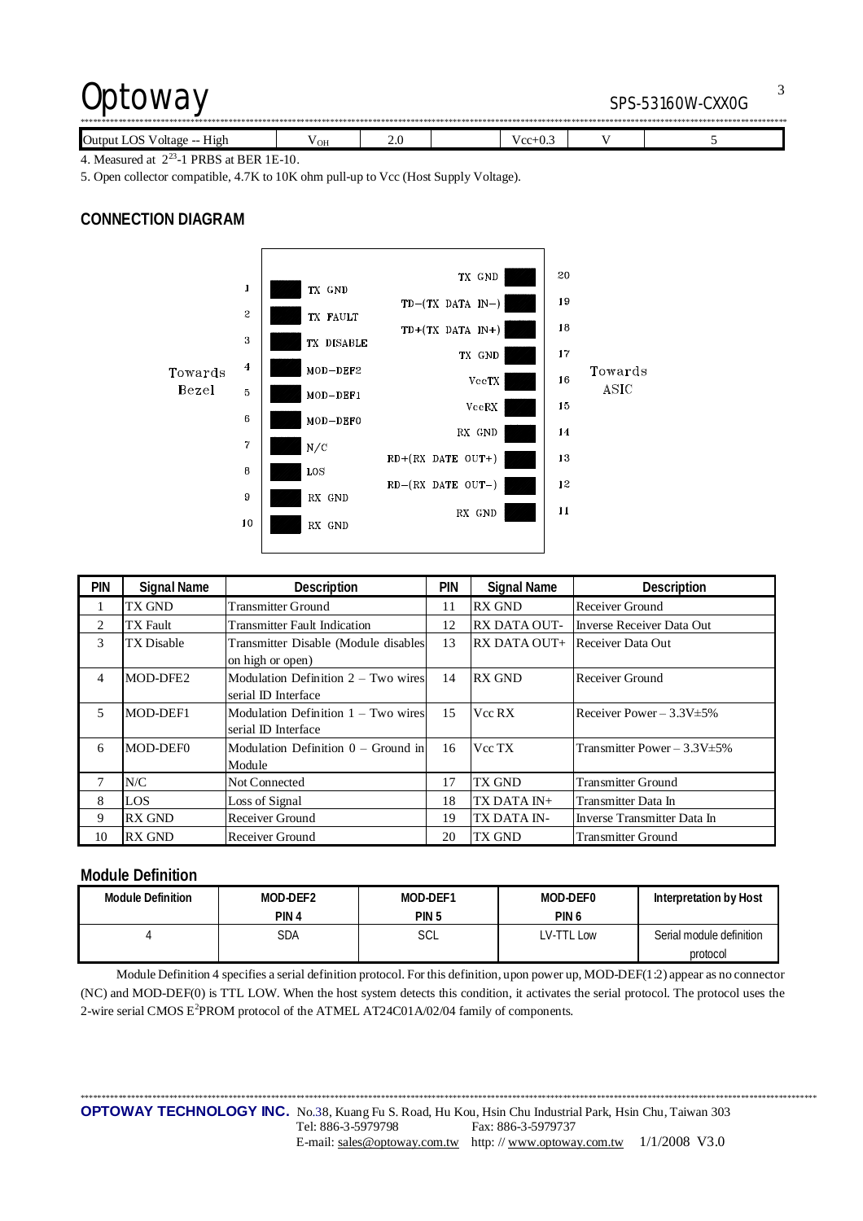| Output LOS Voltage -- High | $V_{OH}$ | 2.0 | | Vcc+0.3 | V | 5 |
|---|---|---|---|---|---|---|

4. Measured at $2^{23}$-1 PRBS at BER 1E-10.

5. Open collector compatible, 4.7K to 10K ohm pull-up to Vcc (Host Supply Voltage).

## CONNECTION DIAGRAM

Towards Bezel

| Pin | Signal | Signal | Pin |
|---|---|---|---|
| 1 | TX GND | TX GND | 20 |
| 2 | TX FAULT | TD-(TX DATA IN-) | 19 |
| 3 | TX DISABLE | TD+(TX DATA IN+) | 18 |
| 4 | MOD-DEF2 | TX GND | 17 |
| 5 | MOD-DEF1 | VccTX | 16 |
| 6 | MOD-DEF0 | VccRX | 15 |
| 7 | N/C | RX GND | 14 |
| 8 | LOS | RD+(RX DATE OUT+) | 13 |
| 9 | RX GND | RD-(RX DATE OUT-) | 12 |
| 10 | RX GND | RX GND | 11 |

Towards ASIC

| PIN | Signal Name | Description | PIN | Signal Name | Description |
|---|---|---|---|---|---|
| 1 | TX GND | Transmitter Ground | 11 | RX GND | Receiver Ground |
| 2 | TX Fault | Transmitter Fault Indication | 12 | RX DATA OUT- | Inverse Receiver Data Out |
| 3 | TX Disable | Transmitter Disable (Module disables on high or open) | 13 | RX DATA OUT+ | Receiver Data Out |
| 4 | MOD-DFE2 | Modulation Definition 2 – Two wires serial ID Interface | 14 | RX GND | Receiver Ground |
| 5 | MOD-DEF1 | Modulation Definition 1 – Two wires serial ID Interface | 15 | Vcc RX | Receiver Power – 3.3V±5% |
| 6 | MOD-DEF0 | Modulation Definition 0 – Ground in Module | 16 | Vcc TX | Transmitter Power – 3.3V±5% |
| 7 | N/C | Not Connected | 17 | TX GND | Transmitter Ground |
| 8 | LOS | Loss of Signal | 18 | TX DATA IN+ | Transmitter Data In |
| 9 | RX GND | Receiver Ground | 19 | TX DATA IN- | Inverse Transmitter Data In |
| 10 | RX GND | Receiver Ground | 20 | TX GND | Transmitter Ground |

## Module Definition

| Module Definition | MOD-DEF2 PIN 4 | MOD-DEF1 PIN 5 | MOD-DEF0 PIN 6 | Interpretation by Host |
|---|---|---|---|---|
| 4 | SDA | SCL | LV-TTL Low | Serial module definition protocol |

Module Definition 4 specifies a serial definition protocol. For this definition, upon power up, MOD-DEF(1:2) appear as no connector (NC) and MOD-DEF(0) is TTL LOW. When the host system detects this condition, it activates the serial protocol. The protocol uses the 2-wire serial CMOS $E^2$PROM protocol of the ATMEL AT24C01A/02/04 family of components.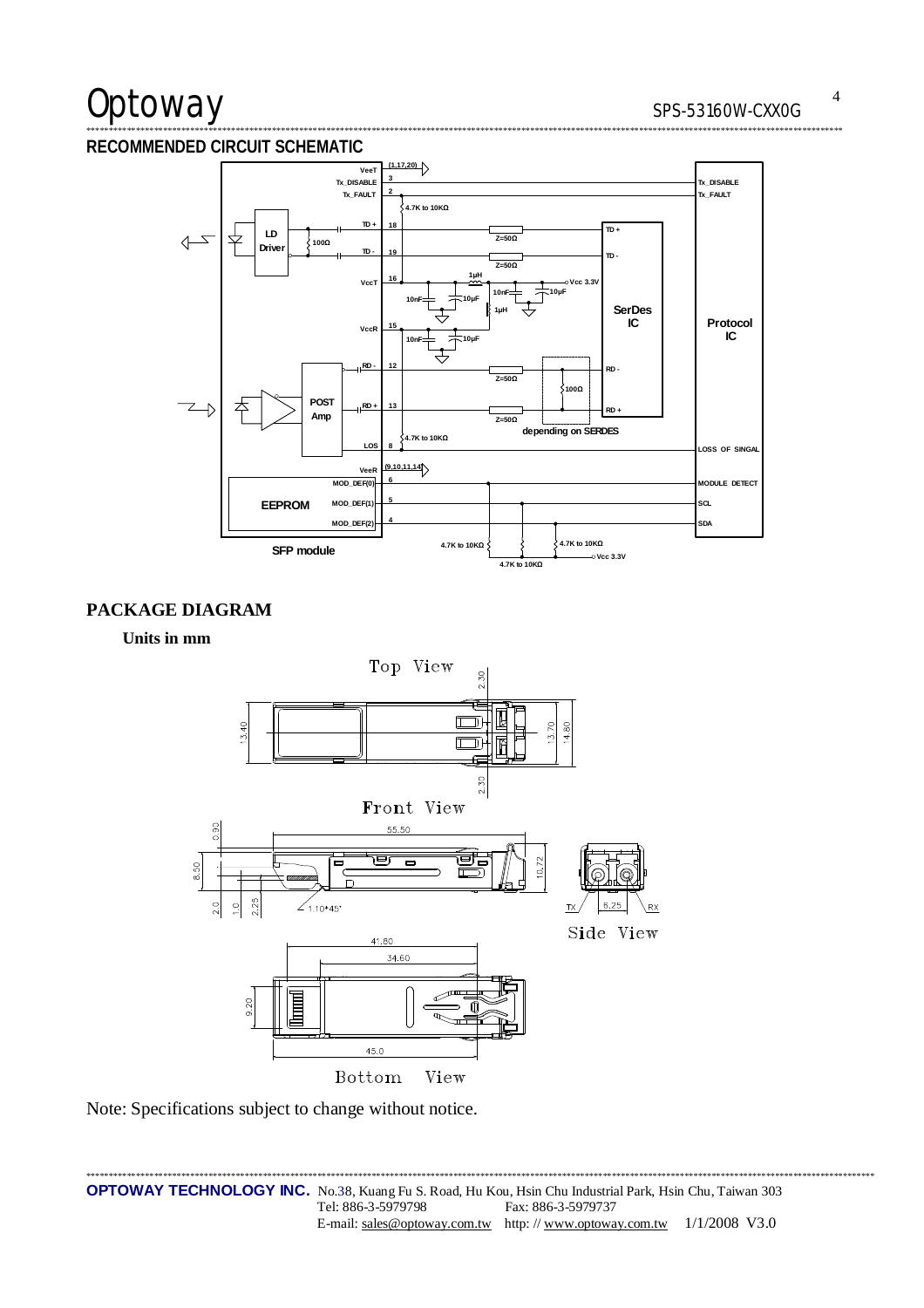## RECOMMENDED CIRCUIT SCHEMATIC

## PACKAGE DIAGRAM

**Units in mm**

Note: Specifications subject to change without notice.

**OPTOWAY TECHNOLOGY INC.** No.38, Kuang Fu S. Road, Hu Kou, Hsin Chu Industrial Park, Hsin Chu, Taiwan 303
Tel: 886-3-5979798 Fax: 886-3-5979737
E-mail: sales@optoway.com.tw http: // www.optoway.com.tw 1/1/2008 V3.0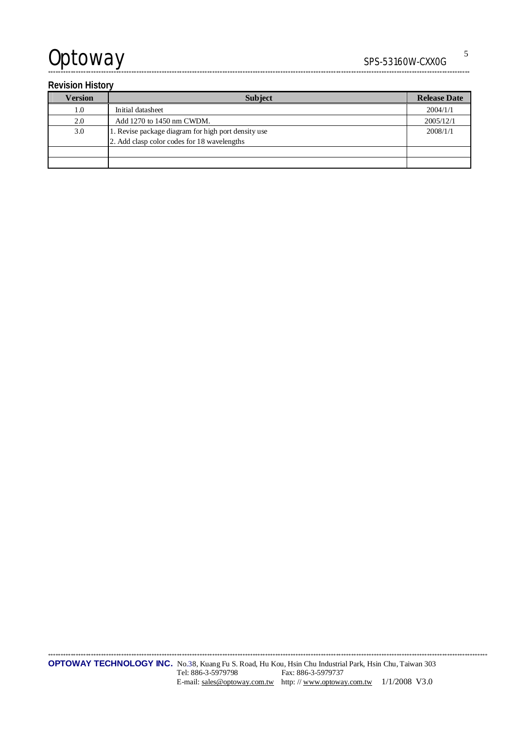## Revision History

| Version | Subject | Release Date |
|---|---|---|
| 1.0 | Initial datasheet | 2004/1/1 |
| 2.0 | Add 1270 to 1450 nm CWDM. | 2005/12/1 |
| 3.0 | 1. Revise package diagram for high port density use<br>2. Add clasp color codes for 18 wavelengths | 2008/1/1 |
| | | |
| | | |

**OPTOWAY TECHNOLOGY INC.** No.38, Kuang Fu S. Road, Hu Kou, Hsin Chu Industrial Park, Hsin Chu, Taiwan 303
Tel: 886-3-5979798 Fax: 886-3-5979737
E-mail: sales@optoway.com.tw http: // www.optoway.com.tw 1/1/2008 V3.0